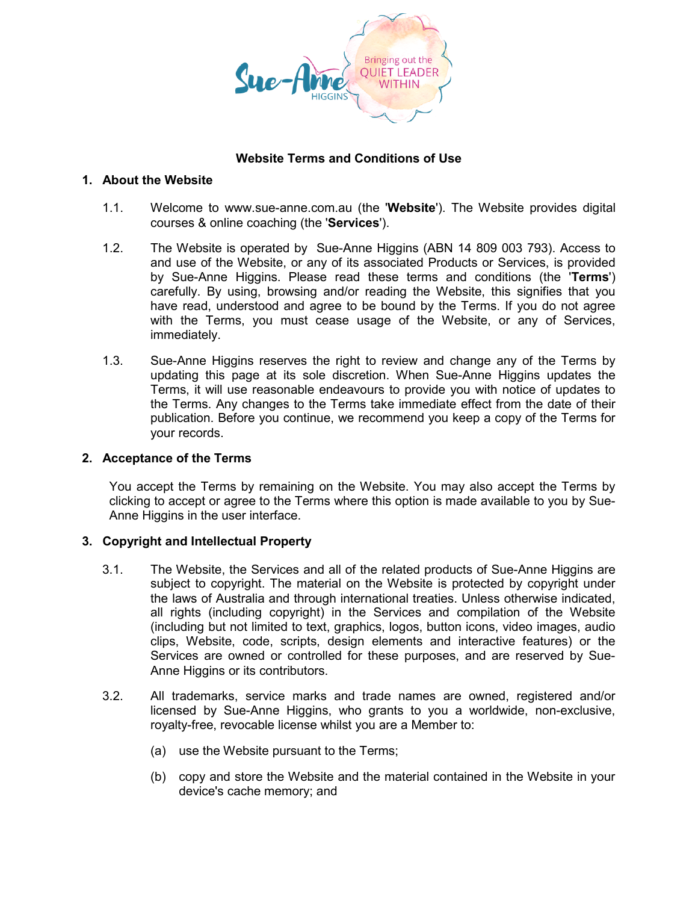# Website Terms and Conditions of Use

## 1. About the Website

1.1. Welcome to www.sue-anne.com.au (the '**Website**'). The Website provides digital courses & online coaching (the '**Services**').

1.2. The Website is operated by Sue-Anne Higgins (ABN 14 809 003 793). Access to and use of the Website, or any of its associated Products or Services, is provided by Sue-Anne Higgins. Please read these terms and conditions (the '**Terms**') carefully. By using, browsing and/or reading the Website, this signifies that you have read, understood and agree to be bound by the Terms. If you do not agree with the Terms, you must cease usage of the Website, or any of Services, immediately.

1.3. Sue-Anne Higgins reserves the right to review and change any of the Terms by updating this page at its sole discretion. When Sue-Anne Higgins updates the Terms, it will use reasonable endeavours to provide you with notice of updates to the Terms. Any changes to the Terms take immediate effect from the date of their publication. Before you continue, we recommend you keep a copy of the Terms for your records.

## 2. Acceptance of the Terms

You accept the Terms by remaining on the Website. You may also accept the Terms by clicking to accept or agree to the Terms where this option is made available to you by Sue-Anne Higgins in the user interface.

## 3. Copyright and Intellectual Property

3.1. The Website, the Services and all of the related products of Sue-Anne Higgins are subject to copyright. The material on the Website is protected by copyright under the laws of Australia and through international treaties. Unless otherwise indicated, all rights (including copyright) in the Services and compilation of the Website (including but not limited to text, graphics, logos, button icons, video images, audio clips, Website, code, scripts, design elements and interactive features) or the Services are owned or controlled for these purposes, and are reserved by Sue-Anne Higgins or its contributors.

3.2. All trademarks, service marks and trade names are owned, registered and/or licensed by Sue-Anne Higgins, who grants to you a worldwide, non-exclusive, royalty-free, revocable license whilst you are a Member to:

(a) use the Website pursuant to the Terms;

(b) copy and store the Website and the material contained in the Website in your device's cache memory; and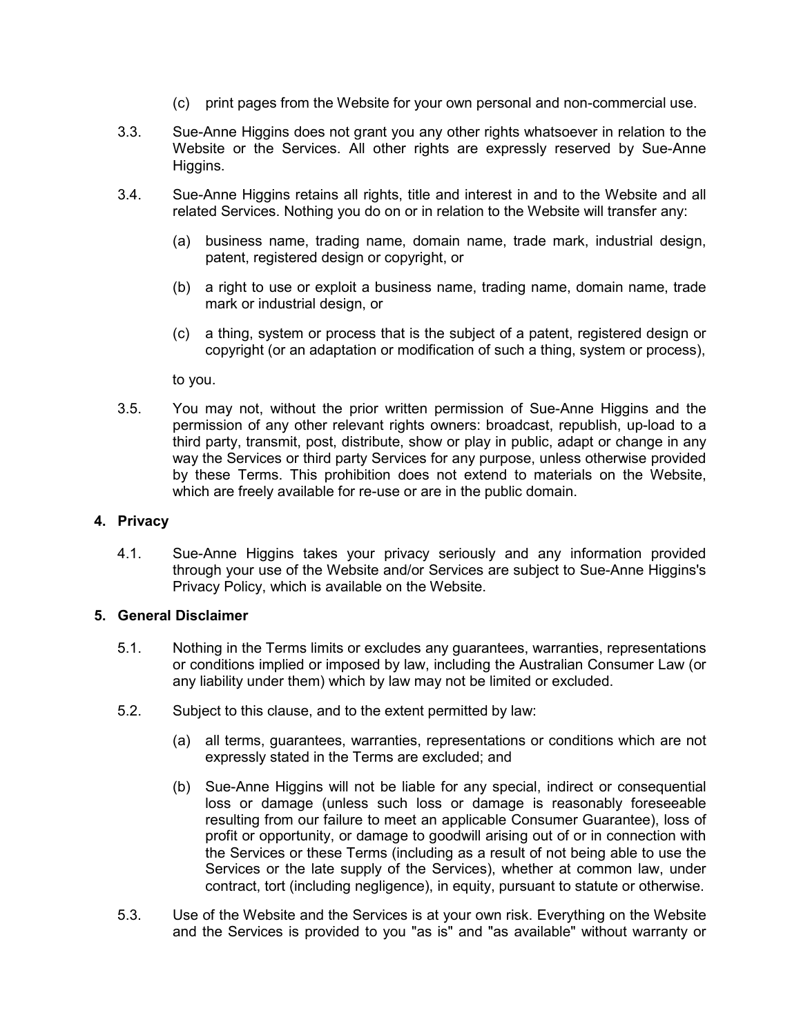(c) print pages from the Website for your own personal and non-commercial use.

3.3. Sue-Anne Higgins does not grant you any other rights whatsoever in relation to the Website or the Services. All other rights are expressly reserved by Sue-Anne Higgins.

3.4. Sue-Anne Higgins retains all rights, title and interest in and to the Website and all related Services. Nothing you do on or in relation to the Website will transfer any:

(a) business name, trading name, domain name, trade mark, industrial design, patent, registered design or copyright, or

(b) a right to use or exploit a business name, trading name, domain name, trade mark or industrial design, or

(c) a thing, system or process that is the subject of a patent, registered design or copyright (or an adaptation or modification of such a thing, system or process),

to you.

3.5. You may not, without the prior written permission of Sue-Anne Higgins and the permission of any other relevant rights owners: broadcast, republish, up-load to a third party, transmit, post, distribute, show or play in public, adapt or change in any way the Services or third party Services for any purpose, unless otherwise provided by these Terms. This prohibition does not extend to materials on the Website, which are freely available for re-use or are in the public domain.

**4. Privacy**

4.1. Sue-Anne Higgins takes your privacy seriously and any information provided through your use of the Website and/or Services are subject to Sue-Anne Higgins's Privacy Policy, which is available on the Website.

**5. General Disclaimer**

5.1. Nothing in the Terms limits or excludes any guarantees, warranties, representations or conditions implied or imposed by law, including the Australian Consumer Law (or any liability under them) which by law may not be limited or excluded.

5.2. Subject to this clause, and to the extent permitted by law:

(a) all terms, guarantees, warranties, representations or conditions which are not expressly stated in the Terms are excluded; and

(b) Sue-Anne Higgins will not be liable for any special, indirect or consequential loss or damage (unless such loss or damage is reasonably foreseeable resulting from our failure to meet an applicable Consumer Guarantee), loss of profit or opportunity, or damage to goodwill arising out of or in connection with the Services or these Terms (including as a result of not being able to use the Services or the late supply of the Services), whether at common law, under contract, tort (including negligence), in equity, pursuant to statute or otherwise.

5.3. Use of the Website and the Services is at your own risk. Everything on the Website and the Services is provided to you "as is" and "as available" without warranty or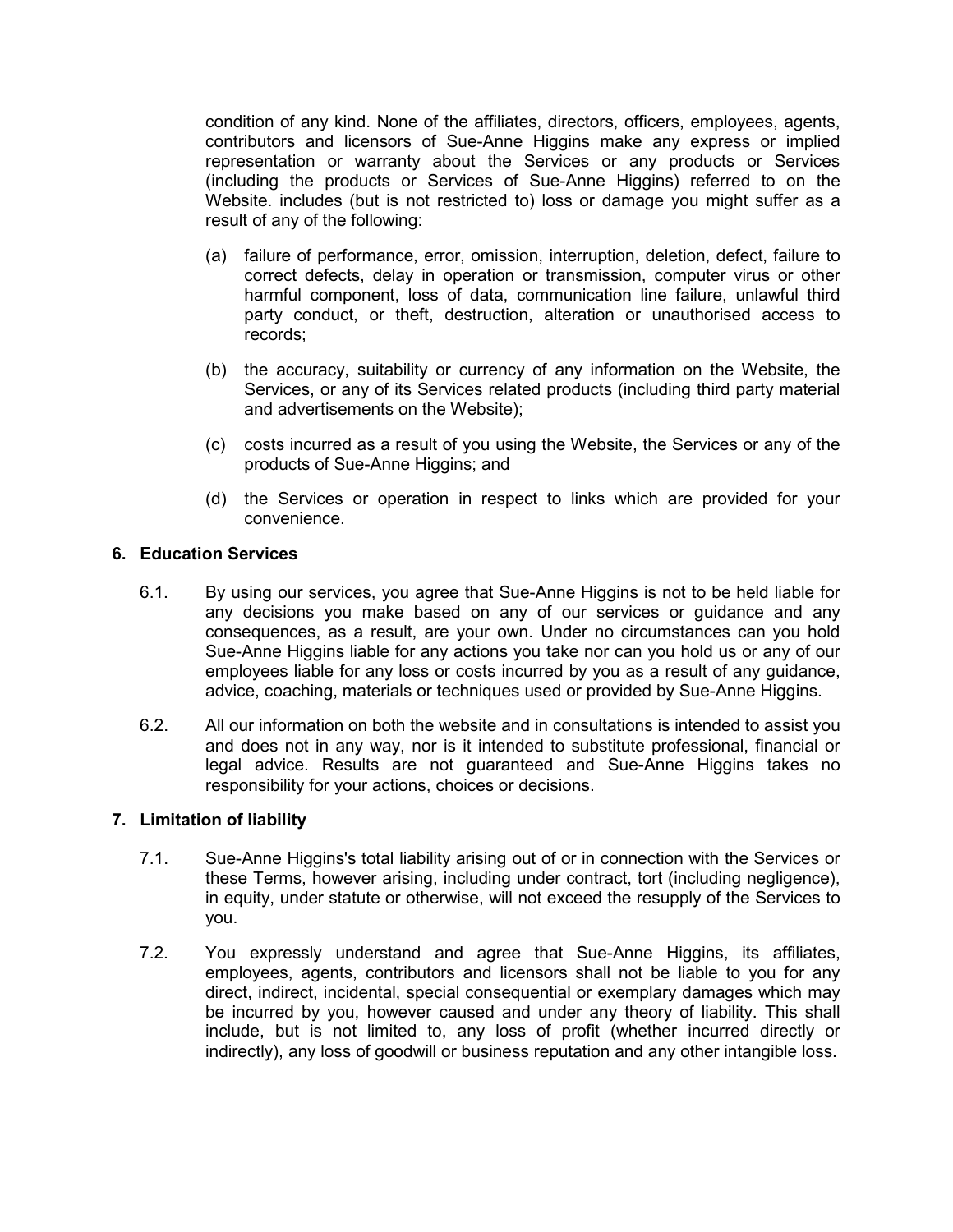condition of any kind. None of the affiliates, directors, officers, employees, agents, contributors and licensors of Sue-Anne Higgins make any express or implied representation or warranty about the Services or any products or Services (including the products or Services of Sue-Anne Higgins) referred to on the Website. includes (but is not restricted to) loss or damage you might suffer as a result of any of the following:

(a) failure of performance, error, omission, interruption, deletion, defect, failure to correct defects, delay in operation or transmission, computer virus or other harmful component, loss of data, communication line failure, unlawful third party conduct, or theft, destruction, alteration or unauthorised access to records;

(b) the accuracy, suitability or currency of any information on the Website, the Services, or any of its Services related products (including third party material and advertisements on the Website);

(c) costs incurred as a result of you using the Website, the Services or any of the products of Sue-Anne Higgins; and

(d) the Services or operation in respect to links which are provided for your convenience.

## 6. Education Services

6.1. By using our services, you agree that Sue-Anne Higgins is not to be held liable for any decisions you make based on any of our services or guidance and any consequences, as a result, are your own. Under no circumstances can you hold Sue-Anne Higgins liable for any actions you take nor can you hold us or any of our employees liable for any loss or costs incurred by you as a result of any guidance, advice, coaching, materials or techniques used or provided by Sue-Anne Higgins.

6.2. All our information on both the website and in consultations is intended to assist you and does not in any way, nor is it intended to substitute professional, financial or legal advice. Results are not guaranteed and Sue-Anne Higgins takes no responsibility for your actions, choices or decisions.

## 7. Limitation of liability

7.1. Sue-Anne Higgins's total liability arising out of or in connection with the Services or these Terms, however arising, including under contract, tort (including negligence), in equity, under statute or otherwise, will not exceed the resupply of the Services to you.

7.2. You expressly understand and agree that Sue-Anne Higgins, its affiliates, employees, agents, contributors and licensors shall not be liable to you for any direct, indirect, incidental, special consequential or exemplary damages which may be incurred by you, however caused and under any theory of liability. This shall include, but is not limited to, any loss of profit (whether incurred directly or indirectly), any loss of goodwill or business reputation and any other intangible loss.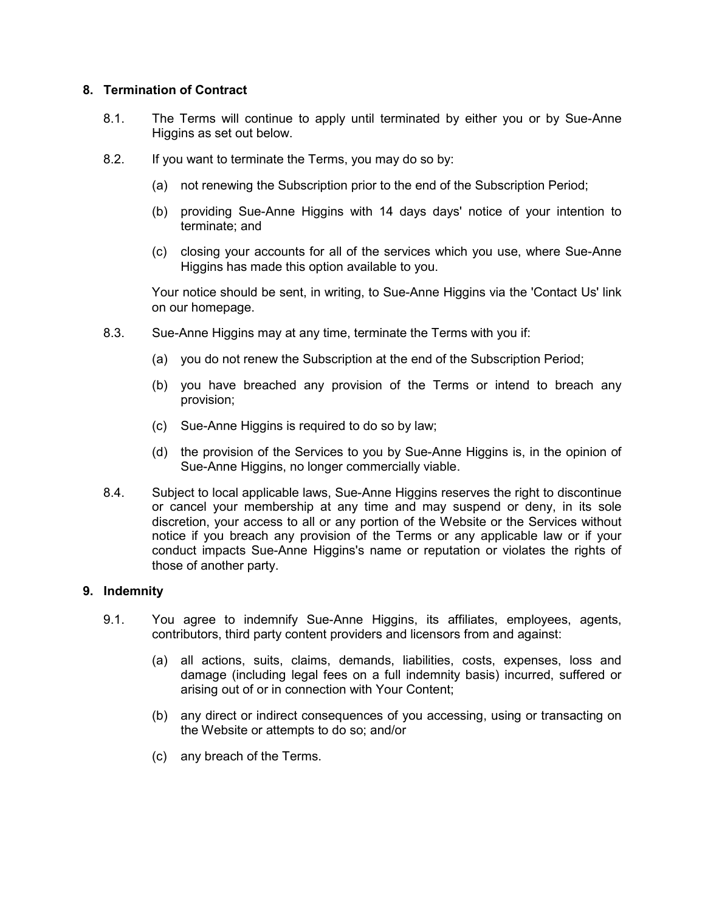## 8. Termination of Contract

8.1. The Terms will continue to apply until terminated by either you or by Sue-Anne Higgins as set out below.

8.2. If you want to terminate the Terms, you may do so by:

(a) not renewing the Subscription prior to the end of the Subscription Period;

(b) providing Sue-Anne Higgins with 14 days days' notice of your intention to terminate; and

(c) closing your accounts for all of the services which you use, where Sue-Anne Higgins has made this option available to you.

Your notice should be sent, in writing, to Sue-Anne Higgins via the 'Contact Us' link on our homepage.

8.3. Sue-Anne Higgins may at any time, terminate the Terms with you if:

(a) you do not renew the Subscription at the end of the Subscription Period;

(b) you have breached any provision of the Terms or intend to breach any provision;

(c) Sue-Anne Higgins is required to do so by law;

(d) the provision of the Services to you by Sue-Anne Higgins is, in the opinion of Sue-Anne Higgins, no longer commercially viable.

8.4. Subject to local applicable laws, Sue-Anne Higgins reserves the right to discontinue or cancel your membership at any time and may suspend or deny, in its sole discretion, your access to all or any portion of the Website or the Services without notice if you breach any provision of the Terms or any applicable law or if your conduct impacts Sue-Anne Higgins's name or reputation or violates the rights of those of another party.

## 9. Indemnity

9.1. You agree to indemnify Sue-Anne Higgins, its affiliates, employees, agents, contributors, third party content providers and licensors from and against:

(a) all actions, suits, claims, demands, liabilities, costs, expenses, loss and damage (including legal fees on a full indemnity basis) incurred, suffered or arising out of or in connection with Your Content;

(b) any direct or indirect consequences of you accessing, using or transacting on the Website or attempts to do so; and/or

(c) any breach of the Terms.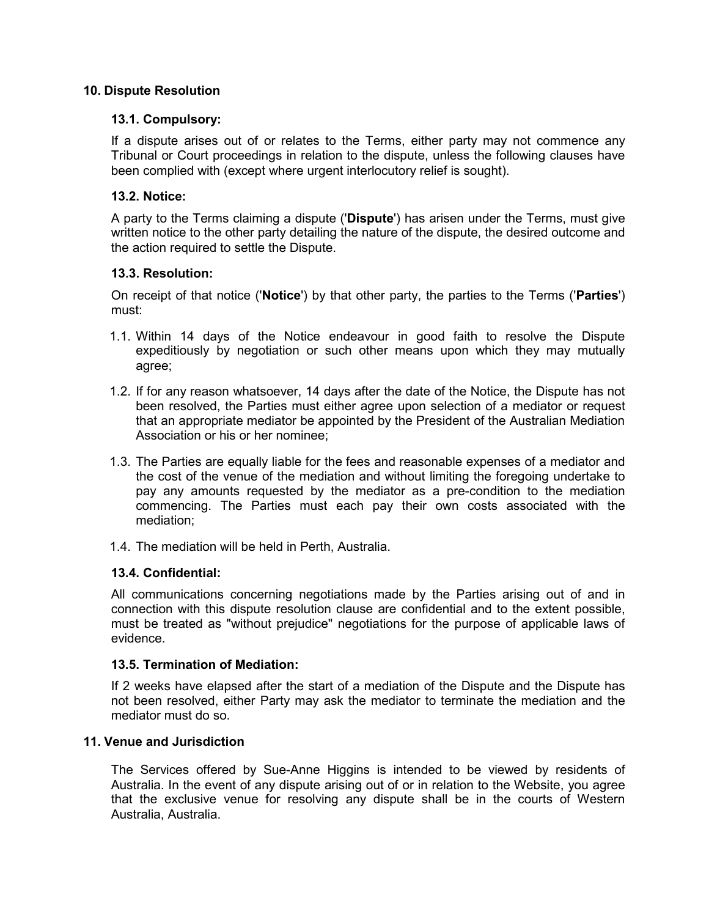## 10. Dispute Resolution

### 13.1. Compulsory:

If a dispute arises out of or relates to the Terms, either party may not commence any Tribunal or Court proceedings in relation to the dispute, unless the following clauses have been complied with (except where urgent interlocutory relief is sought).

### 13.2. Notice:

A party to the Terms claiming a dispute ('**Dispute**') has arisen under the Terms, must give written notice to the other party detailing the nature of the dispute, the desired outcome and the action required to settle the Dispute.

### 13.3. Resolution:

On receipt of that notice ('**Notice**') by that other party, the parties to the Terms ('**Parties**') must:

1.1. Within 14 days of the Notice endeavour in good faith to resolve the Dispute expeditiously by negotiation or such other means upon which they may mutually agree;

1.2. If for any reason whatsoever, 14 days after the date of the Notice, the Dispute has not been resolved, the Parties must either agree upon selection of a mediator or request that an appropriate mediator be appointed by the President of the Australian Mediation Association or his or her nominee;

1.3. The Parties are equally liable for the fees and reasonable expenses of a mediator and the cost of the venue of the mediation and without limiting the foregoing undertake to pay any amounts requested by the mediator as a pre-condition to the mediation commencing. The Parties must each pay their own costs associated with the mediation;

1.4. The mediation will be held in Perth, Australia.

### 13.4. Confidential:

All communications concerning negotiations made by the Parties arising out of and in connection with this dispute resolution clause are confidential and to the extent possible, must be treated as "without prejudice" negotiations for the purpose of applicable laws of evidence.

### 13.5. Termination of Mediation:

If 2 weeks have elapsed after the start of a mediation of the Dispute and the Dispute has not been resolved, either Party may ask the mediator to terminate the mediation and the mediator must do so.

## 11. Venue and Jurisdiction

The Services offered by Sue-Anne Higgins is intended to be viewed by residents of Australia. In the event of any dispute arising out of or in relation to the Website, you agree that the exclusive venue for resolving any dispute shall be in the courts of Western Australia, Australia.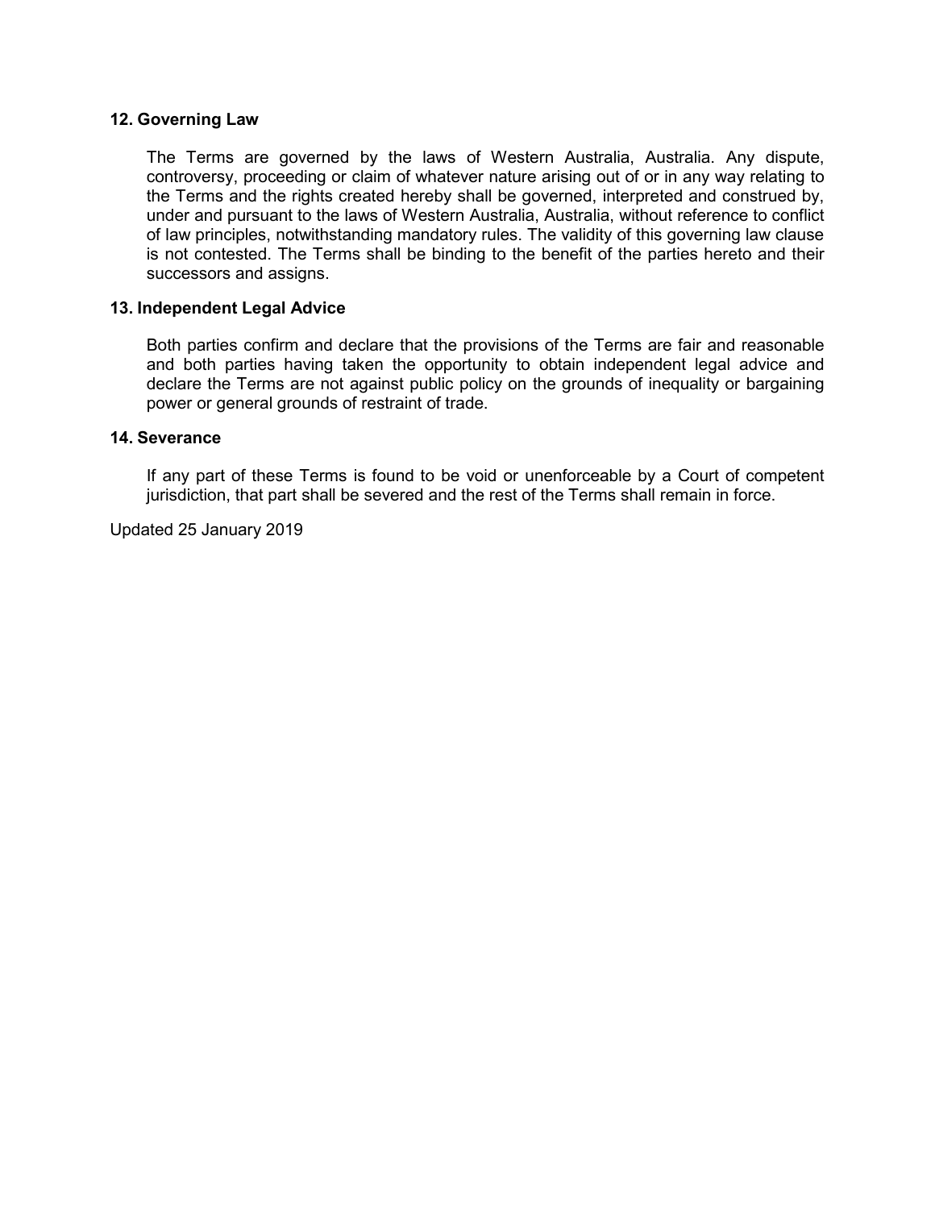### 12. Governing Law

The Terms are governed by the laws of Western Australia, Australia. Any dispute, controversy, proceeding or claim of whatever nature arising out of or in any way relating to the Terms and the rights created hereby shall be governed, interpreted and construed by, under and pursuant to the laws of Western Australia, Australia, without reference to conflict of law principles, notwithstanding mandatory rules. The validity of this governing law clause is not contested. The Terms shall be binding to the benefit of the parties hereto and their successors and assigns.

### 13. Independent Legal Advice

Both parties confirm and declare that the provisions of the Terms are fair and reasonable and both parties having taken the opportunity to obtain independent legal advice and declare the Terms are not against public policy on the grounds of inequality or bargaining power or general grounds of restraint of trade.

### 14. Severance

If any part of these Terms is found to be void or unenforceable by a Court of competent jurisdiction, that part shall be severed and the rest of the Terms shall remain in force.

Updated 25 January 2019